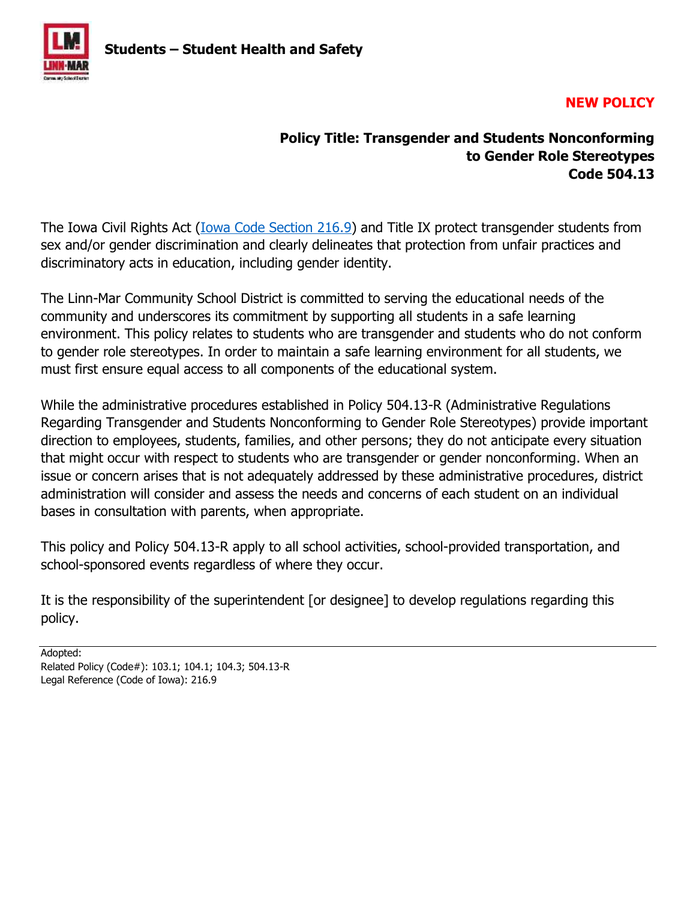**Students – Student Health and Safety**

**NEW POLICY**

**Policy Title: Transgender and Students Nonconforming to Gender Role Stereotypes**
**Code 504.13**

The Iowa Civil Rights Act (Iowa Code Section 216.9) and Title IX protect transgender students from sex and/or gender discrimination and clearly delineates that protection from unfair practices and discriminatory acts in education, including gender identity.

The Linn-Mar Community School District is committed to serving the educational needs of the community and underscores its commitment by supporting all students in a safe learning environment. This policy relates to students who are transgender and students who do not conform to gender role stereotypes. In order to maintain a safe learning environment for all students, we must first ensure equal access to all components of the educational system.

While the administrative procedures established in Policy 504.13-R (Administrative Regulations Regarding Transgender and Students Nonconforming to Gender Role Stereotypes) provide important direction to employees, students, families, and other persons; they do not anticipate every situation that might occur with respect to students who are transgender or gender nonconforming. When an issue or concern arises that is not adequately addressed by these administrative procedures, district administration will consider and assess the needs and concerns of each student on an individual bases in consultation with parents, when appropriate.

This policy and Policy 504.13-R apply to all school activities, school-provided transportation, and school-sponsored events regardless of where they occur.

It is the responsibility of the superintendent [or designee] to develop regulations regarding this policy.

---

Adopted:
Related Policy (Code#): 103.1; 104.1; 104.3; 504.13-R
Legal Reference (Code of Iowa): 216.9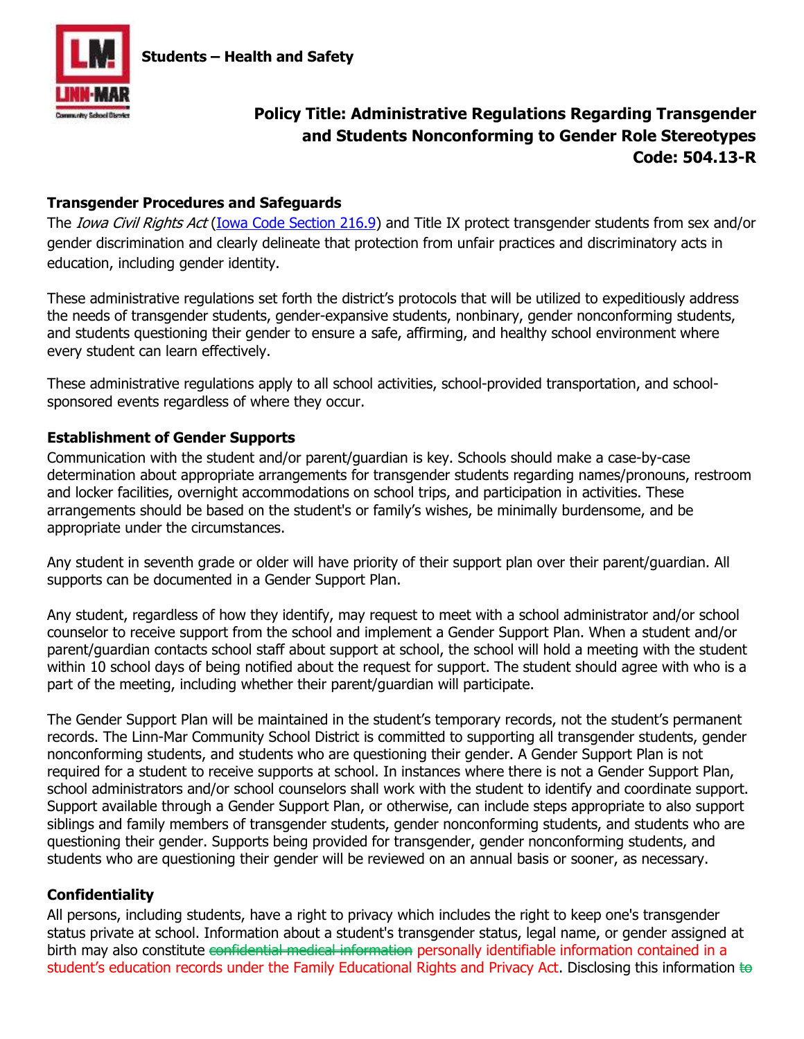## Transgender Procedures and Safeguards

The *Iowa Civil Rights Act* (Iowa Code Section 216.9) and Title IX protect transgender students from sex and/or gender discrimination and clearly delineate that protection from unfair practices and discriminatory acts in education, including gender identity.

These administrative regulations set forth the district's protocols that will be utilized to expeditiously address the needs of transgender students, gender-expansive students, nonbinary, gender nonconforming students, and students questioning their gender to ensure a safe, affirming, and healthy school environment where every student can learn effectively.

These administrative regulations apply to all school activities, school-provided transportation, and school-sponsored events regardless of where they occur.

## Establishment of Gender Supports

Communication with the student and/or parent/guardian is key. Schools should make a case-by-case determination about appropriate arrangements for transgender students regarding names/pronouns, restroom and locker facilities, overnight accommodations on school trips, and participation in activities. These arrangements should be based on the student's or family's wishes, be minimally burdensome, and be appropriate under the circumstances.

Any student in seventh grade or older will have priority of their support plan over their parent/guardian. All supports can be documented in a Gender Support Plan.

Any student, regardless of how they identify, may request to meet with a school administrator and/or school counselor to receive support from the school and implement a Gender Support Plan. When a student and/or parent/guardian contacts school staff about support at school, the school will hold a meeting with the student within 10 school days of being notified about the request for support. The student should agree with who is a part of the meeting, including whether their parent/guardian will participate.

The Gender Support Plan will be maintained in the student's temporary records, not the student's permanent records. The Linn-Mar Community School District is committed to supporting all transgender students, gender nonconforming students, and students who are questioning their gender. A Gender Support Plan is not required for a student to receive supports at school. In instances where there is not a Gender Support Plan, school administrators and/or school counselors shall work with the student to identify and coordinate support. Support available through a Gender Support Plan, or otherwise, can include steps appropriate to also support siblings and family members of transgender students, gender nonconforming students, and students who are questioning their gender. Supports being provided for transgender, gender nonconforming students, and students who are questioning their gender will be reviewed on an annual basis or sooner, as necessary.

## Confidentiality

All persons, including students, have a right to privacy which includes the right to keep one's transgender status private at school. Information about a student's transgender status, legal name, or gender assigned at birth may also constitute ~~confidential medical information~~ personally identifiable information contained in a student's education records under the Family Educational Rights and Privacy Act. Disclosing this information ~~to~~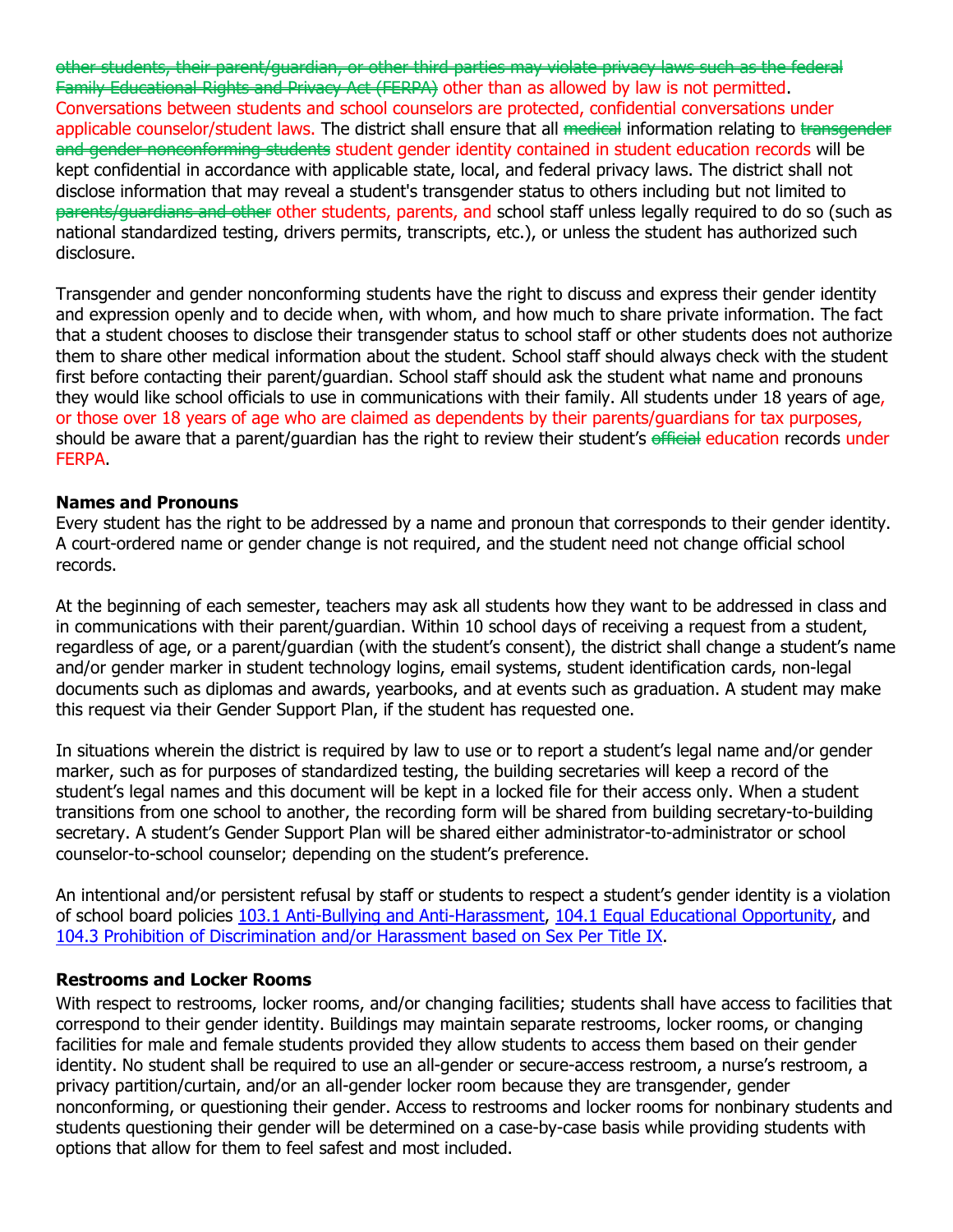~~other students, their parent/guardian, or other third parties may violate privacy laws such as the federal Family Educational Rights and Privacy Act (FERPA)~~ other than as allowed by law is not permitted. Conversations between students and school counselors are protected, confidential conversations under applicable counselor/student laws. The district shall ensure that all ~~medical~~ information relating to ~~transgender and gender nonconforming students~~ student gender identity contained in student education records will be kept confidential in accordance with applicable state, local, and federal privacy laws. The district shall not disclose information that may reveal a student's transgender status to others including but not limited to ~~parents/guardians and other~~ other students, parents, and school staff unless legally required to do so (such as national standardized testing, drivers permits, transcripts, etc.), or unless the student has authorized such disclosure.

Transgender and gender nonconforming students have the right to discuss and express their gender identity and expression openly and to decide when, with whom, and how much to share private information. The fact that a student chooses to disclose their transgender status to school staff or other students does not authorize them to share other medical information about the student. School staff should always check with the student first before contacting their parent/guardian. School staff should ask the student what name and pronouns they would like school officials to use in communications with their family. All students under 18 years of age, or those over 18 years of age who are claimed as dependents by their parents/guardians for tax purposes, should be aware that a parent/guardian has the right to review their student's ~~official~~ education records under FERPA.

**Names and Pronouns**

Every student has the right to be addressed by a name and pronoun that corresponds to their gender identity. A court-ordered name or gender change is not required, and the student need not change official school records.

At the beginning of each semester, teachers may ask all students how they want to be addressed in class and in communications with their parent/guardian. Within 10 school days of receiving a request from a student, regardless of age, or a parent/guardian (with the student's consent), the district shall change a student's name and/or gender marker in student technology logins, email systems, student identification cards, non-legal documents such as diplomas and awards, yearbooks, and at events such as graduation. A student may make this request via their Gender Support Plan, if the student has requested one.

In situations wherein the district is required by law to use or to report a student's legal name and/or gender marker, such as for purposes of standardized testing, the building secretaries will keep a record of the student's legal names and this document will be kept in a locked file for their access only. When a student transitions from one school to another, the recording form will be shared from building secretary-to-building secretary. A student's Gender Support Plan will be shared either administrator-to-administrator or school counselor-to-school counselor; depending on the student's preference.

An intentional and/or persistent refusal by staff or students to respect a student's gender identity is a violation of school board policies 103.1 Anti-Bullying and Anti-Harassment, 104.1 Equal Educational Opportunity, and 104.3 Prohibition of Discrimination and/or Harassment based on Sex Per Title IX.

**Restrooms and Locker Rooms**

With respect to restrooms, locker rooms, and/or changing facilities; students shall have access to facilities that correspond to their gender identity. Buildings may maintain separate restrooms, locker rooms, or changing facilities for male and female students provided they allow students to access them based on their gender identity. No student shall be required to use an all-gender or secure-access restroom, a nurse's restroom, a privacy partition/curtain, and/or an all-gender locker room because they are transgender, gender nonconforming, or questioning their gender. Access to restrooms and locker rooms for nonbinary students and students questioning their gender will be determined on a case-by-case basis while providing students with options that allow for them to feel safest and most included.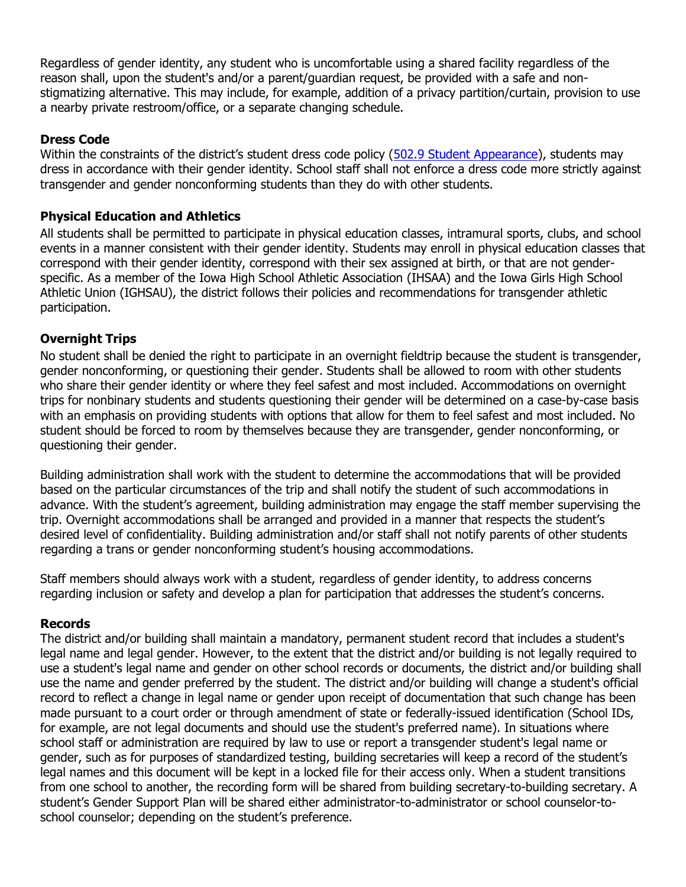Regardless of gender identity, any student who is uncomfortable using a shared facility regardless of the reason shall, upon the student's and/or a parent/guardian request, be provided with a safe and non-stigmatizing alternative. This may include, for example, addition of a privacy partition/curtain, provision to use a nearby private restroom/office, or a separate changing schedule.

**Dress Code**

Within the constraints of the district's student dress code policy (502.9 Student Appearance), students may dress in accordance with their gender identity. School staff shall not enforce a dress code more strictly against transgender and gender nonconforming students than they do with other students.

**Physical Education and Athletics**

All students shall be permitted to participate in physical education classes, intramural sports, clubs, and school events in a manner consistent with their gender identity. Students may enroll in physical education classes that correspond with their gender identity, correspond with their sex assigned at birth, or that are not gender-specific. As a member of the Iowa High School Athletic Association (IHSAA) and the Iowa Girls High School Athletic Union (IGHSAU), the district follows their policies and recommendations for transgender athletic participation.

**Overnight Trips**

No student shall be denied the right to participate in an overnight fieldtrip because the student is transgender, gender nonconforming, or questioning their gender. Students shall be allowed to room with other students who share their gender identity or where they feel safest and most included. Accommodations on overnight trips for nonbinary students and students questioning their gender will be determined on a case-by-case basis with an emphasis on providing students with options that allow for them to feel safest and most included. No student should be forced to room by themselves because they are transgender, gender nonconforming, or questioning their gender.

Building administration shall work with the student to determine the accommodations that will be provided based on the particular circumstances of the trip and shall notify the student of such accommodations in advance. With the student's agreement, building administration may engage the staff member supervising the trip. Overnight accommodations shall be arranged and provided in a manner that respects the student's desired level of confidentiality. Building administration and/or staff shall not notify parents of other students regarding a trans or gender nonconforming student's housing accommodations.

Staff members should always work with a student, regardless of gender identity, to address concerns regarding inclusion or safety and develop a plan for participation that addresses the student's concerns.

**Records**

The district and/or building shall maintain a mandatory, permanent student record that includes a student's legal name and legal gender. However, to the extent that the district and/or building is not legally required to use a student's legal name and gender on other school records or documents, the district and/or building shall use the name and gender preferred by the student. The district and/or building will change a student's official record to reflect a change in legal name or gender upon receipt of documentation that such change has been made pursuant to a court order or through amendment of state or federally-issued identification (School IDs, for example, are not legal documents and should use the student's preferred name). In situations where school staff or administration are required by law to use or report a transgender student's legal name or gender, such as for purposes of standardized testing, building secretaries will keep a record of the student's legal names and this document will be kept in a locked file for their access only. When a student transitions from one school to another, the recording form will be shared from building secretary-to-building secretary. A student's Gender Support Plan will be shared either administrator-to-administrator or school counselor-to-school counselor; depending on the student's preference.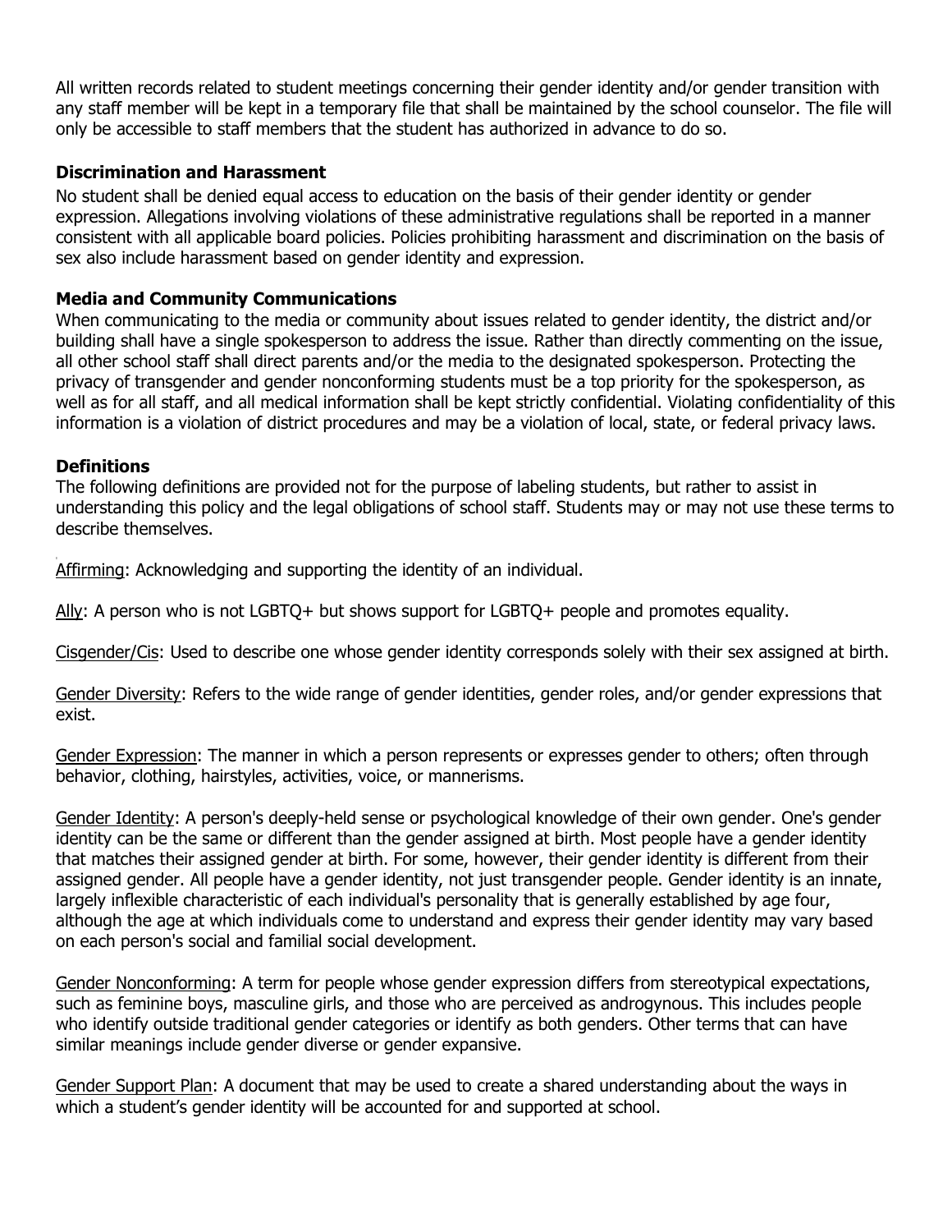All written records related to student meetings concerning their gender identity and/or gender transition with any staff member will be kept in a temporary file that shall be maintained by the school counselor. The file will only be accessible to staff members that the student has authorized in advance to do so.

**Discrimination and Harassment**

No student shall be denied equal access to education on the basis of their gender identity or gender expression. Allegations involving violations of these administrative regulations shall be reported in a manner consistent with all applicable board policies. Policies prohibiting harassment and discrimination on the basis of sex also include harassment based on gender identity and expression.

**Media and Community Communications**

When communicating to the media or community about issues related to gender identity, the district and/or building shall have a single spokesperson to address the issue. Rather than directly commenting on the issue, all other school staff shall direct parents and/or the media to the designated spokesperson. Protecting the privacy of transgender and gender nonconforming students must be a top priority for the spokesperson, as well as for all staff, and all medical information shall be kept strictly confidential. Violating confidentiality of this information is a violation of district procedures and may be a violation of local, state, or federal privacy laws.

**Definitions**

The following definitions are provided not for the purpose of labeling students, but rather to assist in understanding this policy and the legal obligations of school staff. Students may or may not use these terms to describe themselves.

<u>Affirming</u>: Acknowledging and supporting the identity of an individual.

<u>Ally</u>: A person who is not LGBTQ+ but shows support for LGBTQ+ people and promotes equality.

<u>Cisgender/Cis</u>: Used to describe one whose gender identity corresponds solely with their sex assigned at birth.

<u>Gender Diversity</u>: Refers to the wide range of gender identities, gender roles, and/or gender expressions that exist.

<u>Gender Expression</u>: The manner in which a person represents or expresses gender to others; often through behavior, clothing, hairstyles, activities, voice, or mannerisms.

<u>Gender Identity</u>: A person's deeply-held sense or psychological knowledge of their own gender. One's gender identity can be the same or different than the gender assigned at birth. Most people have a gender identity that matches their assigned gender at birth. For some, however, their gender identity is different from their assigned gender. All people have a gender identity, not just transgender people. Gender identity is an innate, largely inflexible characteristic of each individual's personality that is generally established by age four, although the age at which individuals come to understand and express their gender identity may vary based on each person's social and familial social development.

<u>Gender Nonconforming</u>: A term for people whose gender expression differs from stereotypical expectations, such as feminine boys, masculine girls, and those who are perceived as androgynous. This includes people who identify outside traditional gender categories or identify as both genders. Other terms that can have similar meanings include gender diverse or gender expansive.

<u>Gender Support Plan</u>: A document that may be used to create a shared understanding about the ways in which a student's gender identity will be accounted for and supported at school.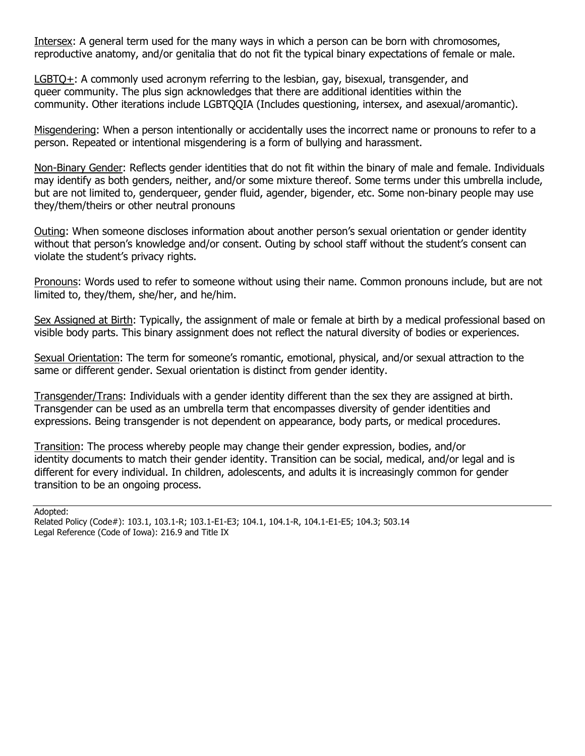Intersex: A general term used for the many ways in which a person can be born with chromosomes, reproductive anatomy, and/or genitalia that do not fit the typical binary expectations of female or male.

LGBTQ+: A commonly used acronym referring to the lesbian, gay, bisexual, transgender, and queer community. The plus sign acknowledges that there are additional identities within the community. Other iterations include LGBTQQIA (Includes questioning, intersex, and asexual/aromantic).

Misgendering: When a person intentionally or accidentally uses the incorrect name or pronouns to refer to a person. Repeated or intentional misgendering is a form of bullying and harassment.

Non-Binary Gender: Reflects gender identities that do not fit within the binary of male and female. Individuals may identify as both genders, neither, and/or some mixture thereof. Some terms under this umbrella include, but are not limited to, genderqueer, gender fluid, agender, bigender, etc. Some non-binary people may use they/them/theirs or other neutral pronouns

Outing: When someone discloses information about another person's sexual orientation or gender identity without that person's knowledge and/or consent. Outing by school staff without the student's consent can violate the student's privacy rights.

Pronouns: Words used to refer to someone without using their name. Common pronouns include, but are not limited to, they/them, she/her, and he/him.

Sex Assigned at Birth: Typically, the assignment of male or female at birth by a medical professional based on visible body parts. This binary assignment does not reflect the natural diversity of bodies or experiences.

Sexual Orientation: The term for someone's romantic, emotional, physical, and/or sexual attraction to the same or different gender. Sexual orientation is distinct from gender identity.

Transgender/Trans: Individuals with a gender identity different than the sex they are assigned at birth. Transgender can be used as an umbrella term that encompasses diversity of gender identities and expressions. Being transgender is not dependent on appearance, body parts, or medical procedures.

Transition: The process whereby people may change their gender expression, bodies, and/or identity documents to match their gender identity. Transition can be social, medical, and/or legal and is different for every individual. In children, adolescents, and adults it is increasingly common for gender transition to be an ongoing process.

---

Adopted:
Related Policy (Code#): 103.1, 103.1-R; 103.1-E1-E3; 104.1, 104.1-R, 104.1-E1-E5; 104.3; 503.14
Legal Reference (Code of Iowa): 216.9 and Title IX